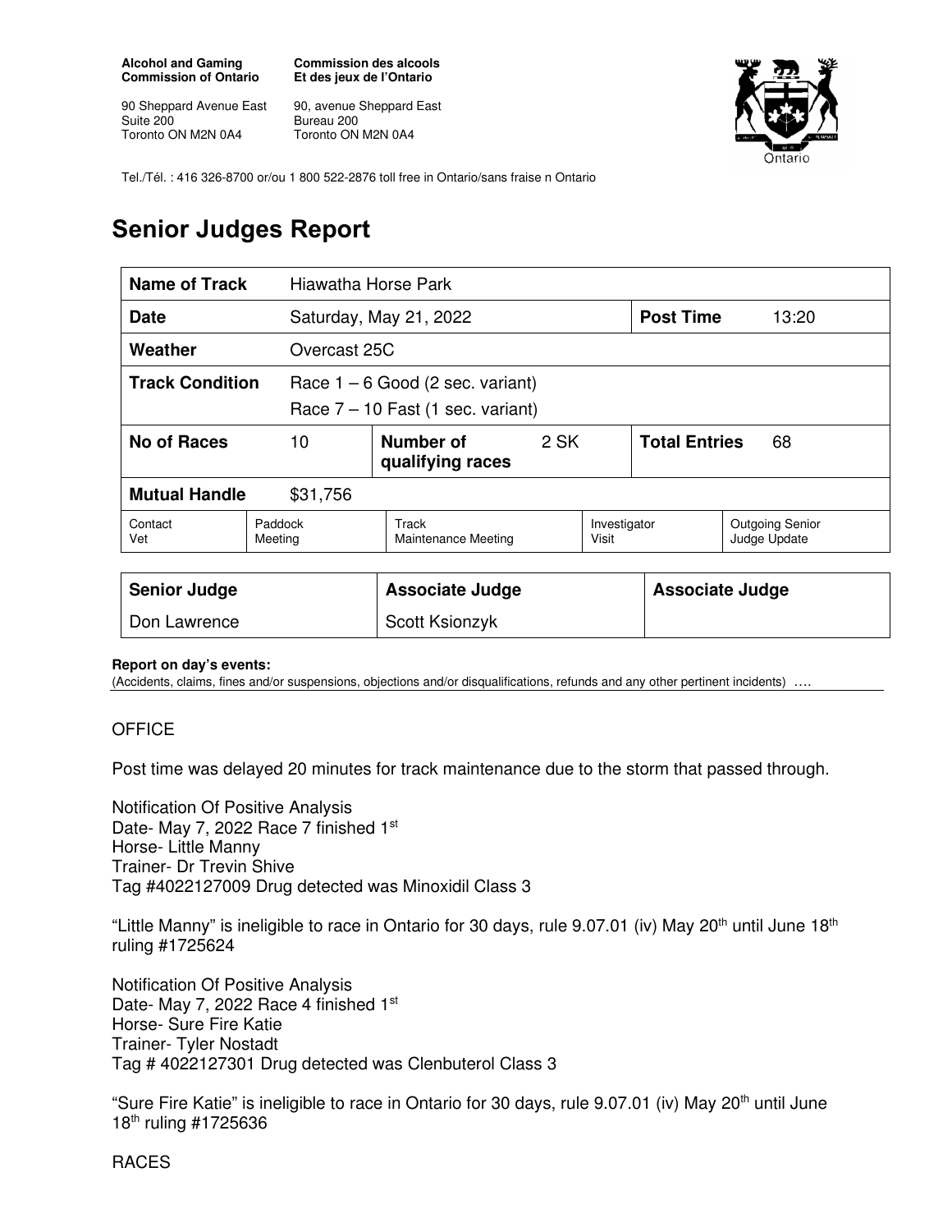**Alcohol and Gaming Commission of Ontario**

90 Sheppard Avenue East
Suite 200
Toronto ON M2N 0A4

**Commission des alcools Et des jeux de l'Ontario**

90, avenue Sheppard East
Bureau 200
Toronto ON M2N 0A4

Tel./Tél. : 416 326-8700 or/ou 1 800 522-2876 toll free in Ontario/sans fraise n Ontario

# Senior Judges Report

| **Name of Track** | Hiawatha Horse Park | | | | |
|---|---|---|---|---|---|
| **Date** | Saturday, May 21, 2022 | | | **Post Time** | 13:20 |
| **Weather** | Overcast 25C | | | | |
| **Track Condition** | Race 1 – 6 Good (2 sec. variant)<br>Race 7 – 10 Fast (1 sec. variant) | | | | |
| **No of Races** | 10 | **Number of qualifying races** | 2 SK | **Total Entries** | 68 |
| **Mutual Handle** | $31,756 | | | | |

| Contact Vet | Paddock Meeting | Track Maintenance Meeting | Investigator Visit | Outgoing Senior Judge Update |
|---|---|---|---|---|

| **Senior Judge** | **Associate Judge** | **Associate Judge** |
|---|---|---|
| Don Lawrence | Scott Ksionzyk | |

**Report on day's events:**
(Accidents, claims, fines and/or suspensions, objections and/or disqualifications, refunds and any other pertinent incidents) ….

OFFICE

Post time was delayed 20 minutes for track maintenance due to the storm that passed through.

Notification Of Positive Analysis
Date- May 7, 2022 Race 7 finished 1st
Horse- Little Manny
Trainer- Dr Trevin Shive
Tag #4022127009 Drug detected was Minoxidil Class 3

"Little Manny" is ineligible to race in Ontario for 30 days, rule 9.07.01 (iv) May 20th until June 18th ruling #1725624

Notification Of Positive Analysis
Date- May 7, 2022 Race 4 finished 1st
Horse- Sure Fire Katie
Trainer- Tyler Nostadt
Tag # 4022127301 Drug detected was Clenbuterol Class 3

"Sure Fire Katie" is ineligible to race in Ontario for 30 days, rule 9.07.01 (iv) May 20th until June 18th ruling #1725636

RACES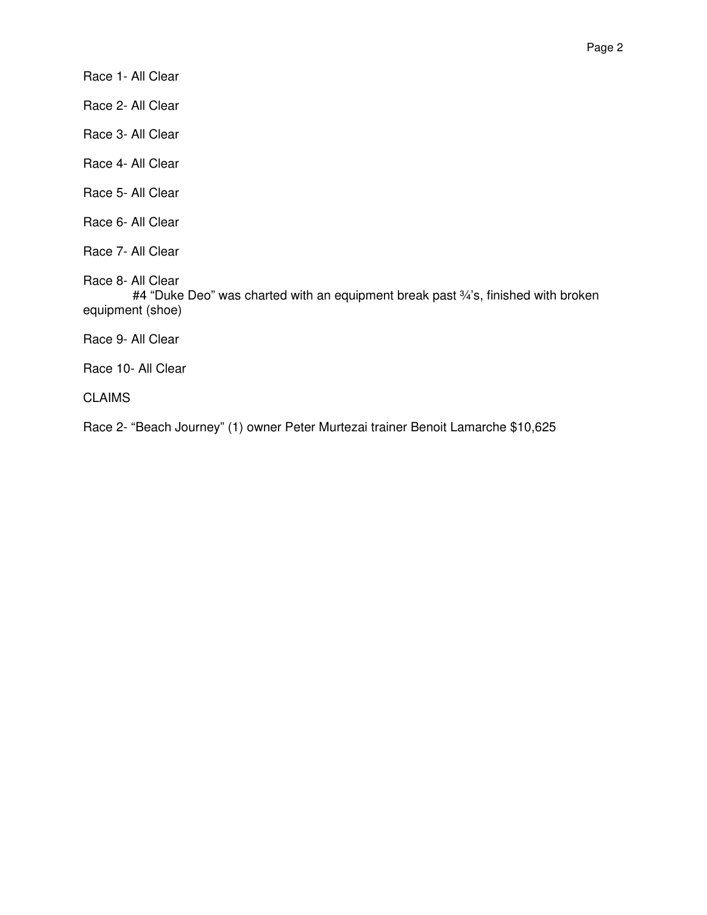Race 1- All Clear

Race 2- All Clear

Race 3- All Clear

Race 4- All Clear

Race 5- All Clear

Race 6- All Clear

Race 7- All Clear

Race 8- All Clear
#4 “Duke Deo” was charted with an equipment break past ¾’s, finished with broken equipment (shoe)

Race 9- All Clear

Race 10- All Clear

CLAIMS

Race 2- “Beach Journey” (1) owner Peter Murtezai trainer Benoit Lamarche $10,625